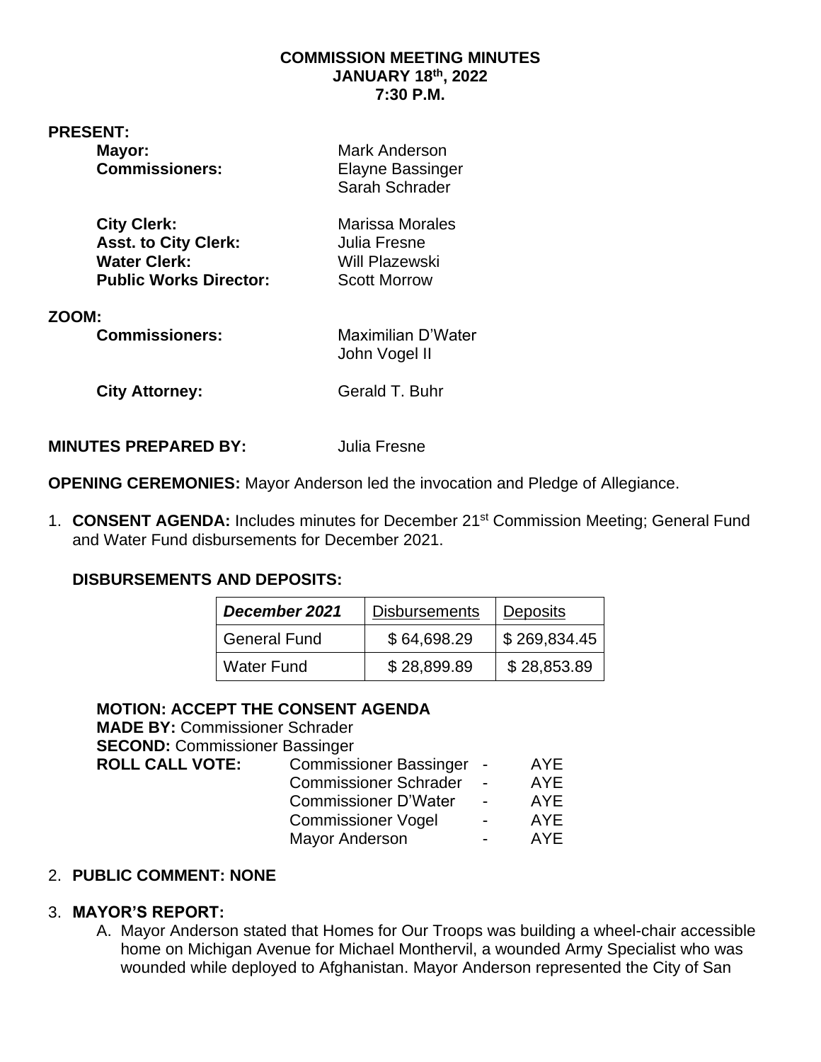**COMMISSION MEETING MINUTES**
**JANUARY 18th, 2022**
**7:30 P.M.**

**PRESENT:**

| | |
|---|---|
| **Mayor:** | Mark Anderson |
| **Commissioners:** | Elayne Bassinger |
| | Sarah Schrader |
| **City Clerk:** | Marissa Morales |
| **Asst. to City Clerk:** | Julia Fresne |
| **Water Clerk:** | Will Plazewski |
| **Public Works Director:** | Scott Morrow |

**ZOOM:**

| | |
|---|---|
| **Commissioners:** | Maximilian D'Water |
| | John Vogel II |
| **City Attorney:** | Gerald T. Buhr |

**MINUTES PREPARED BY:** Julia Fresne

**OPENING CEREMONIES:** Mayor Anderson led the invocation and Pledge of Allegiance.

1. **CONSENT AGENDA:** Includes minutes for December 21st Commission Meeting; General Fund and Water Fund disbursements for December 2021.

   **DISBURSEMENTS AND DEPOSITS:**

| ***December 2021*** | Disbursements | Deposits |
|---|---|---|
| General Fund | $ 64,698.29 | $ 269,834.45 |
| Water Fund | $ 28,899.89 | $ 28,853.89 |

   **MOTION: ACCEPT THE CONSENT AGENDA**
   **MADE BY:** Commissioner Schrader
   **SECOND:** Commissioner Bassinger
   **ROLL CALL VOTE:**

| | | |
|---|---|---|
| Commissioner Bassinger | - | AYE |
| Commissioner Schrader | - | AYE |
| Commissioner D'Water | - | AYE |
| Commissioner Vogel | - | AYE |
| Mayor Anderson | - | AYE |

2. **PUBLIC COMMENT: NONE**

3. **MAYOR'S REPORT:**
   A. Mayor Anderson stated that Homes for Our Troops was building a wheel-chair accessible home on Michigan Avenue for Michael Monthervil, a wounded Army Specialist who was wounded while deployed to Afghanistan. Mayor Anderson represented the City of San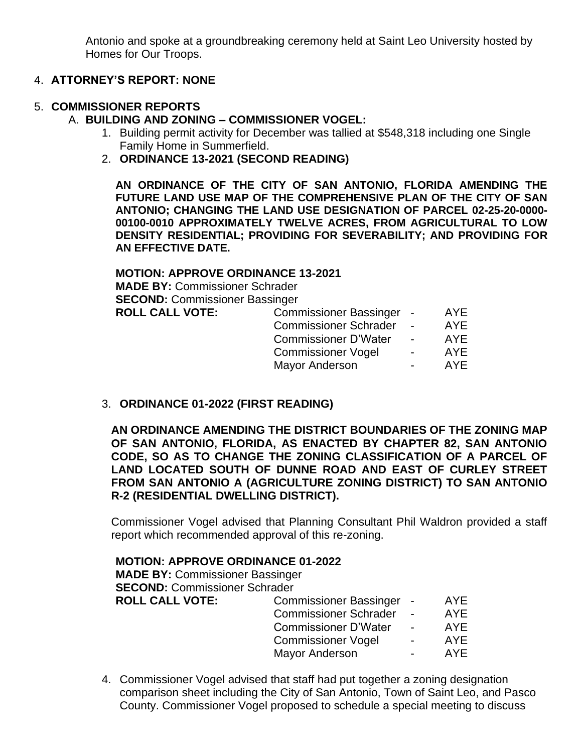Antonio and spoke at a groundbreaking ceremony held at Saint Leo University hosted by Homes for Our Troops.

4. **ATTORNEY'S REPORT: NONE**

5. **COMMISSIONER REPORTS**

   A. **BUILDING AND ZONING – COMMISSIONER VOGEL:**

   1. Building permit activity for December was tallied at $548,318 including one Single Family Home in Summerfield.

   2. **ORDINANCE 13-2021 (SECOND READING)**

      **AN ORDINANCE OF THE CITY OF SAN ANTONIO, FLORIDA AMENDING THE FUTURE LAND USE MAP OF THE COMPREHENSIVE PLAN OF THE CITY OF SAN ANTONIO; CHANGING THE LAND USE DESIGNATION OF PARCEL 02-25-20-0000-00100-0010 APPROXIMATELY TWELVE ACRES, FROM AGRICULTURAL TO LOW DENSITY RESIDENTIAL; PROVIDING FOR SEVERABILITY; AND PROVIDING FOR AN EFFECTIVE DATE.**

      **MOTION: APPROVE ORDINANCE 13-2021**
      **MADE BY:** Commissioner Schrader
      **SECOND:** Commissioner Bassinger
      **ROLL CALL VOTE:**

      | | | |
      |---|---|---|
      | Commissioner Bassinger | - | AYE |
      | Commissioner Schrader | - | AYE |
      | Commissioner D'Water | - | AYE |
      | Commissioner Vogel | - | AYE |
      | Mayor Anderson | - | AYE |

   3. **ORDINANCE 01-2022 (FIRST READING)**

      **AN ORDINANCE AMENDING THE DISTRICT BOUNDARIES OF THE ZONING MAP OF SAN ANTONIO, FLORIDA, AS ENACTED BY CHAPTER 82, SAN ANTONIO CODE, SO AS TO CHANGE THE ZONING CLASSIFICATION OF A PARCEL OF LAND LOCATED SOUTH OF DUNNE ROAD AND EAST OF CURLEY STREET FROM SAN ANTONIO A (AGRICULTURE ZONING DISTRICT) TO SAN ANTONIO R-2 (RESIDENTIAL DWELLING DISTRICT).**

      Commissioner Vogel advised that Planning Consultant Phil Waldron provided a staff report which recommended approval of this re-zoning.

      **MOTION: APPROVE ORDINANCE 01-2022**
      **MADE BY:** Commissioner Bassinger
      **SECOND:** Commissioner Schrader
      **ROLL CALL VOTE:**

      | | | |
      |---|---|---|
      | Commissioner Bassinger | - | AYE |
      | Commissioner Schrader | - | AYE |
      | Commissioner D'Water | - | AYE |
      | Commissioner Vogel | - | AYE |
      | Mayor Anderson | - | AYE |

   4. Commissioner Vogel advised that staff had put together a zoning designation comparison sheet including the City of San Antonio, Town of Saint Leo, and Pasco County. Commissioner Vogel proposed to schedule a special meeting to discuss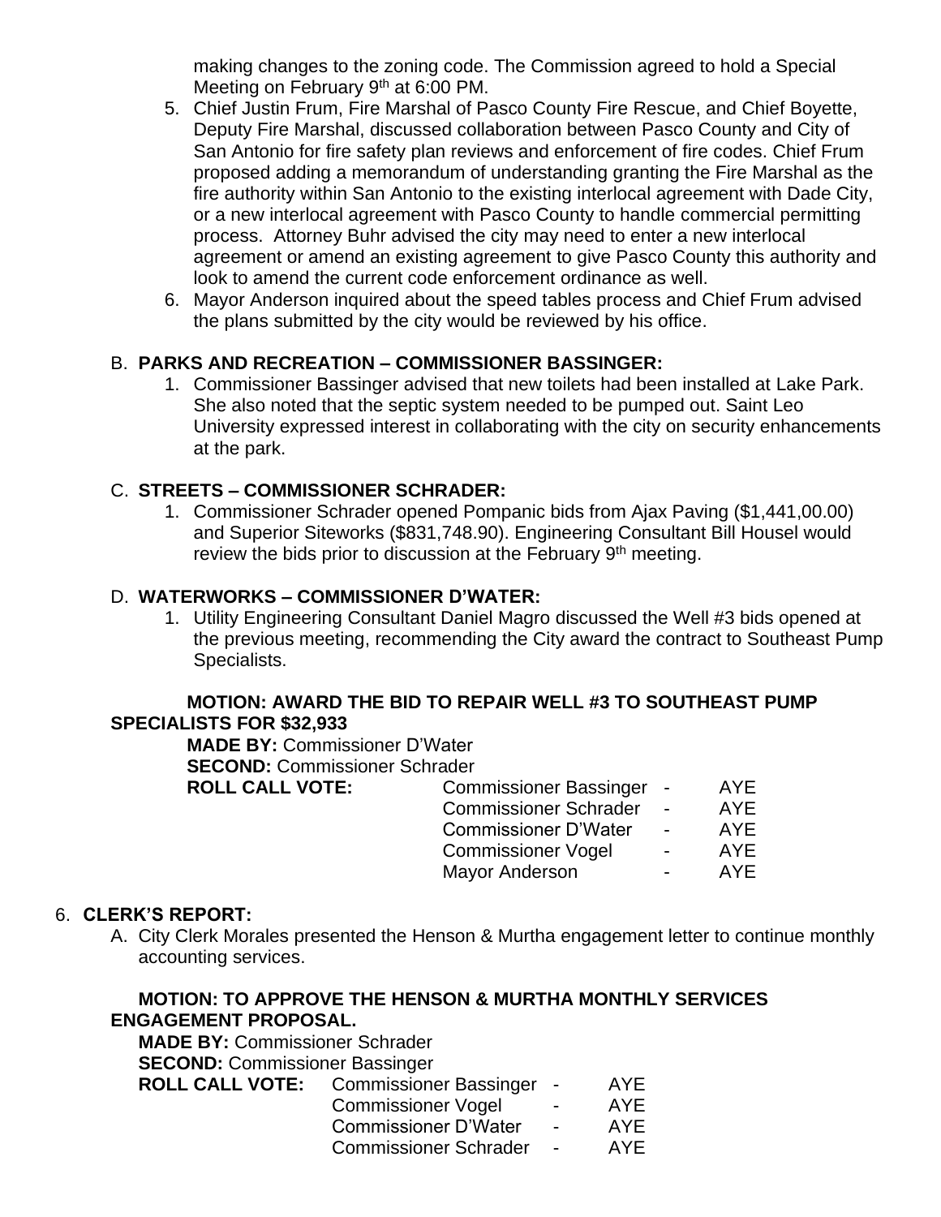making changes to the zoning code. The Commission agreed to hold a Special Meeting on February 9th at 6:00 PM.

5. Chief Justin Frum, Fire Marshal of Pasco County Fire Rescue, and Chief Boyette, Deputy Fire Marshal, discussed collaboration between Pasco County and City of San Antonio for fire safety plan reviews and enforcement of fire codes. Chief Frum proposed adding a memorandum of understanding granting the Fire Marshal as the fire authority within San Antonio to the existing interlocal agreement with Dade City, or a new interlocal agreement with Pasco County to handle commercial permitting process. Attorney Buhr advised the city may need to enter a new interlocal agreement or amend an existing agreement to give Pasco County this authority and look to amend the current code enforcement ordinance as well.
6. Mayor Anderson inquired about the speed tables process and Chief Frum advised the plans submitted by the city would be reviewed by his office.

B. **PARKS AND RECREATION – COMMISSIONER BASSINGER:**

1. Commissioner Bassinger advised that new toilets had been installed at Lake Park. She also noted that the septic system needed to be pumped out. Saint Leo University expressed interest in collaborating with the city on security enhancements at the park.

C. **STREETS – COMMISSIONER SCHRADER:**

1. Commissioner Schrader opened Pompanic bids from Ajax Paving ($1,441,00.00) and Superior Siteworks ($831,748.90). Engineering Consultant Bill Housel would review the bids prior to discussion at the February 9th meeting.

D. **WATERWORKS – COMMISSIONER D'WATER:**

1. Utility Engineering Consultant Daniel Magro discussed the Well #3 bids opened at the previous meeting, recommending the City award the contract to Southeast Pump Specialists.

**MOTION: AWARD THE BID TO REPAIR WELL #3 TO SOUTHEAST PUMP SPECIALISTS FOR $32,933**

**MADE BY:** Commissioner D'Water
**SECOND:** Commissioner Schrader

| **ROLL CALL VOTE:** | | | |
|---|---|---|---|
| | Commissioner Bassinger | - | AYE |
| | Commissioner Schrader | - | AYE |
| | Commissioner D'Water | - | AYE |
| | Commissioner Vogel | - | AYE |
| | Mayor Anderson | - | AYE |

6. **CLERK'S REPORT:**

A. City Clerk Morales presented the Henson & Murtha engagement letter to continue monthly accounting services.

**MOTION: TO APPROVE THE HENSON & MURTHA MONTHLY SERVICES ENGAGEMENT PROPOSAL.**

**MADE BY:** Commissioner Schrader
**SECOND:** Commissioner Bassinger

| **ROLL CALL VOTE:** | | | |
|---|---|---|---|
| | Commissioner Bassinger | - | AYE |
| | Commissioner Vogel | - | AYE |
| | Commissioner D'Water | - | AYE |
| | Commissioner Schrader | - | AYE |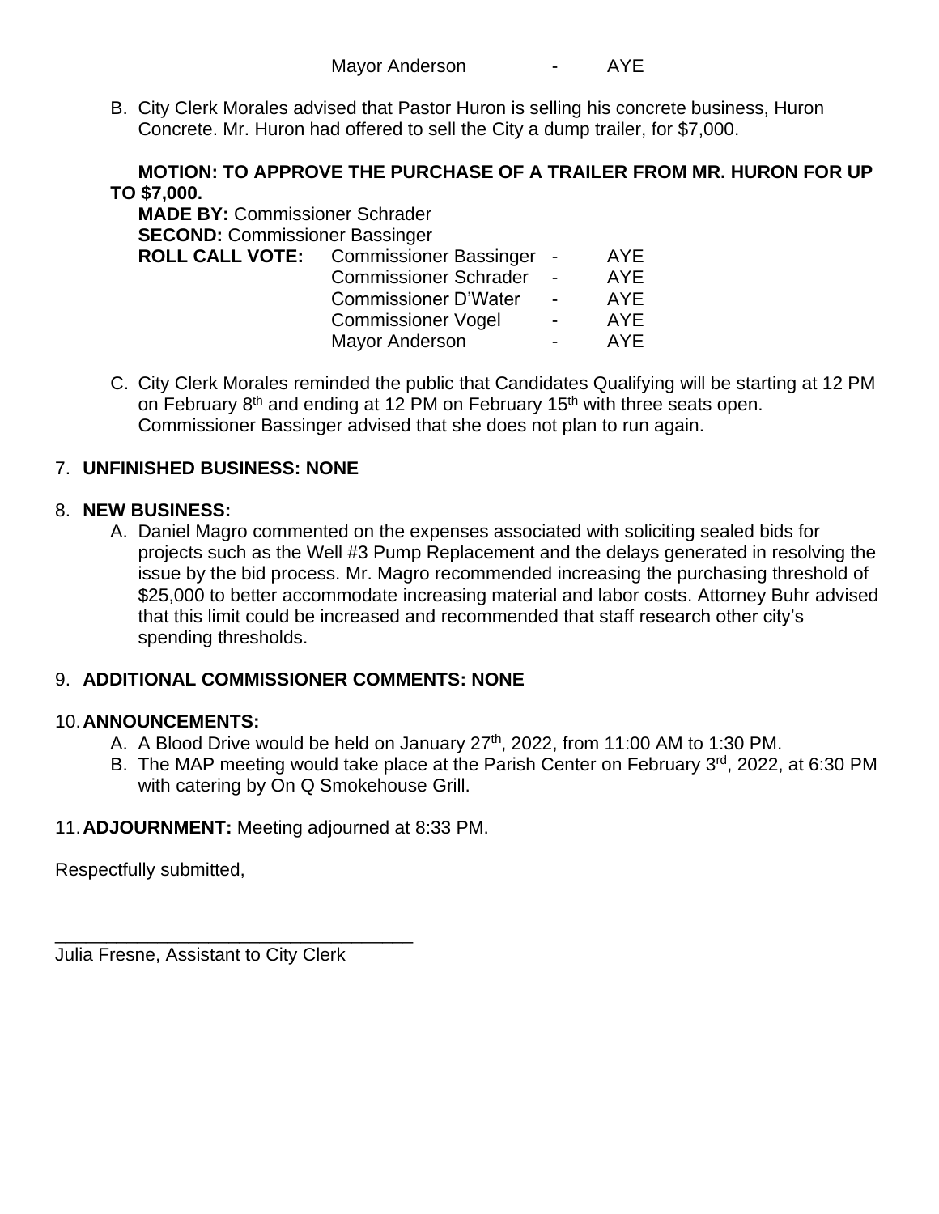Mayor Anderson - AYE

B. City Clerk Morales advised that Pastor Huron is selling his concrete business, Huron Concrete. Mr. Huron had offered to sell the City a dump trailer, for $7,000.

**MOTION: TO APPROVE THE PURCHASE OF A TRAILER FROM MR. HURON FOR UP TO $7,000.**
**MADE BY:** Commissioner Schrader
**SECOND:** Commissioner Bassinger

| | | | |
|---|---|---|---|
| **ROLL CALL VOTE:** | Commissioner Bassinger | - | AYE |
| | Commissioner Schrader | - | AYE |
| | Commissioner D'Water | - | AYE |
| | Commissioner Vogel | - | AYE |
| | Mayor Anderson | - | AYE |

C. City Clerk Morales reminded the public that Candidates Qualifying will be starting at 12 PM on February 8th and ending at 12 PM on February 15th with three seats open. Commissioner Bassinger advised that she does not plan to run again.

7. **UNFINISHED BUSINESS: NONE**

8. **NEW BUSINESS:**
   A. Daniel Magro commented on the expenses associated with soliciting sealed bids for projects such as the Well #3 Pump Replacement and the delays generated in resolving the issue by the bid process. Mr. Magro recommended increasing the purchasing threshold of $25,000 to better accommodate increasing material and labor costs. Attorney Buhr advised that this limit could be increased and recommended that staff research other city's spending thresholds.

9. **ADDITIONAL COMMISSIONER COMMENTS: NONE**

10. **ANNOUNCEMENTS:**
    A. A Blood Drive would be held on January 27th, 2022, from 11:00 AM to 1:30 PM.
    B. The MAP meeting would take place at the Parish Center on February 3rd, 2022, at 6:30 PM with catering by On Q Smokehouse Grill.

11. **ADJOURNMENT:** Meeting adjourned at 8:33 PM.

Respectfully submitted,

___________________________________
Julia Fresne, Assistant to City Clerk